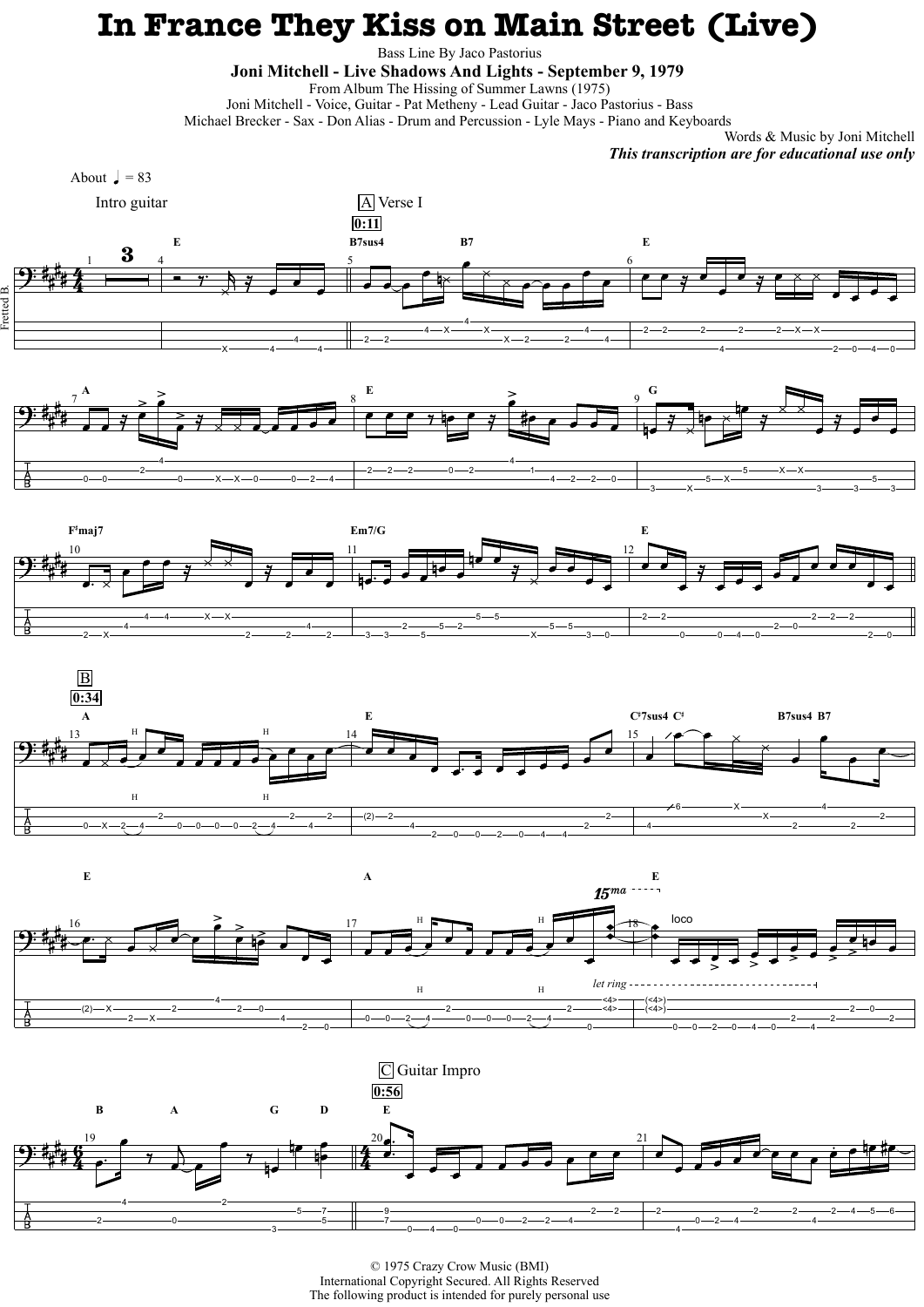# In France They Kiss on Main Street (Live)

Bass Line By Jaco Pastorius

**Joni Mitchell - Live Shadows And Lights - September 9, 1979**

From Album The Hissing of Summer Lawns (1975)

Joni Mitchell - Voice, Guitar - Pat Metheny - Lead Guitar - Jaco Pastorius - Bass

Michael Brecker - Sax - Don Alias - Drum and Percussion - Lyle Mays - Piano and Keyboards

Words & Music by Joni Mitchell

***This transcription are for educational use only***

About ♩ = 83

Intro guitar

A Verse I 0:11

B 0:34

C Guitar Impro 0:56

© 1975 Crazy Crow Music (BMI)
International Copyright Secured. All Rights Reserved
The following product is intended for purely personal use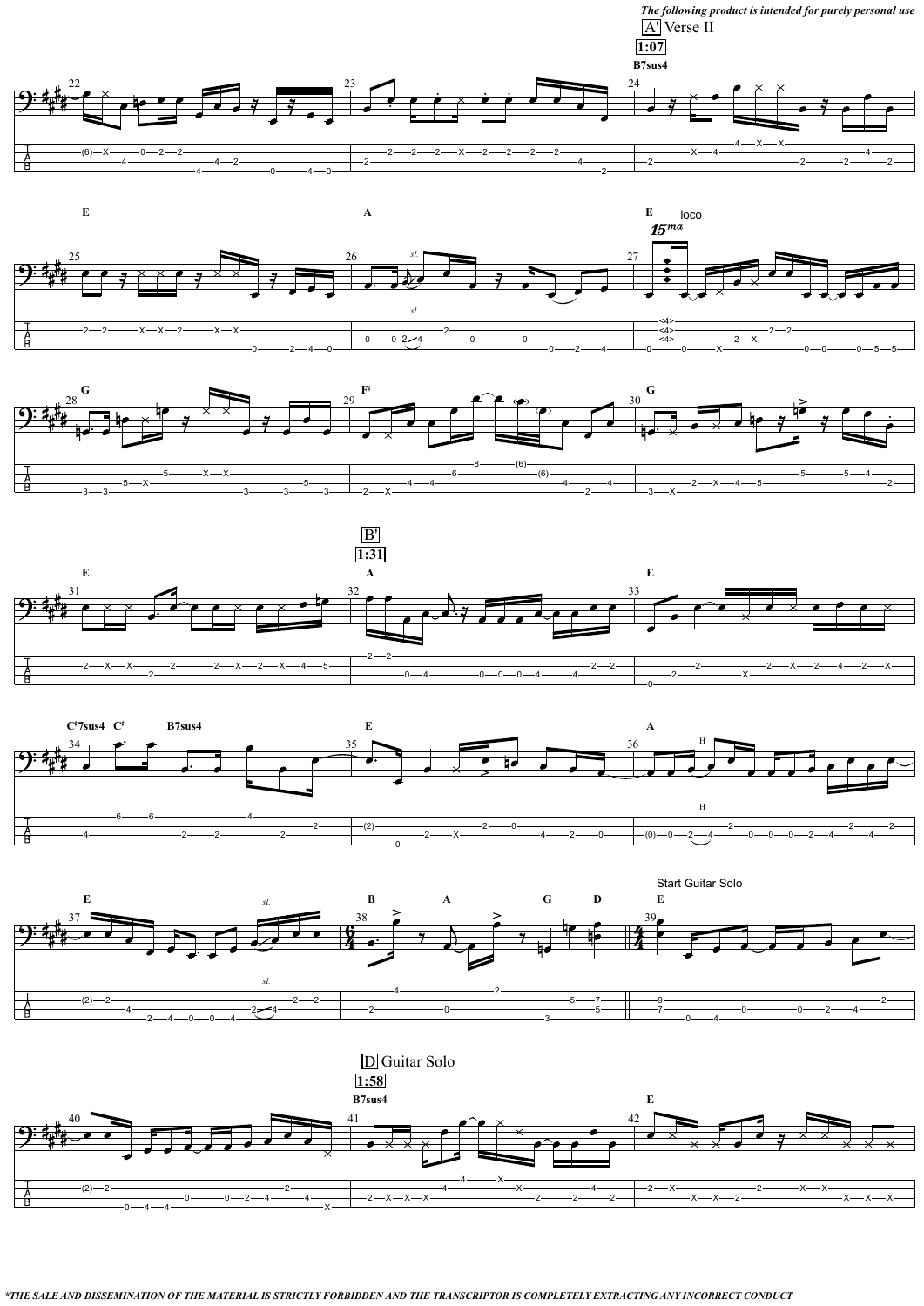*The following product is intended for purely personal use*

A' Verse II

1:07

B7sus4

E

A

E

loco

15ma

G

F♯

G

B'

1:31

E

A

E

C♯7sus4 C♯ B7sus4

E

A

H

E

sl.

B A G D

E

Start Guitar Solo

D Guitar Solo

1:58

B7sus4

E

**THE SALE AND DISSEMINATION OF THE MATERIAL IS STRICTLY FORBIDDEN AND THE TRANSCRIPTOR IS COMPLETELY EXTRACTING ANY INCORRECT CONDUCT*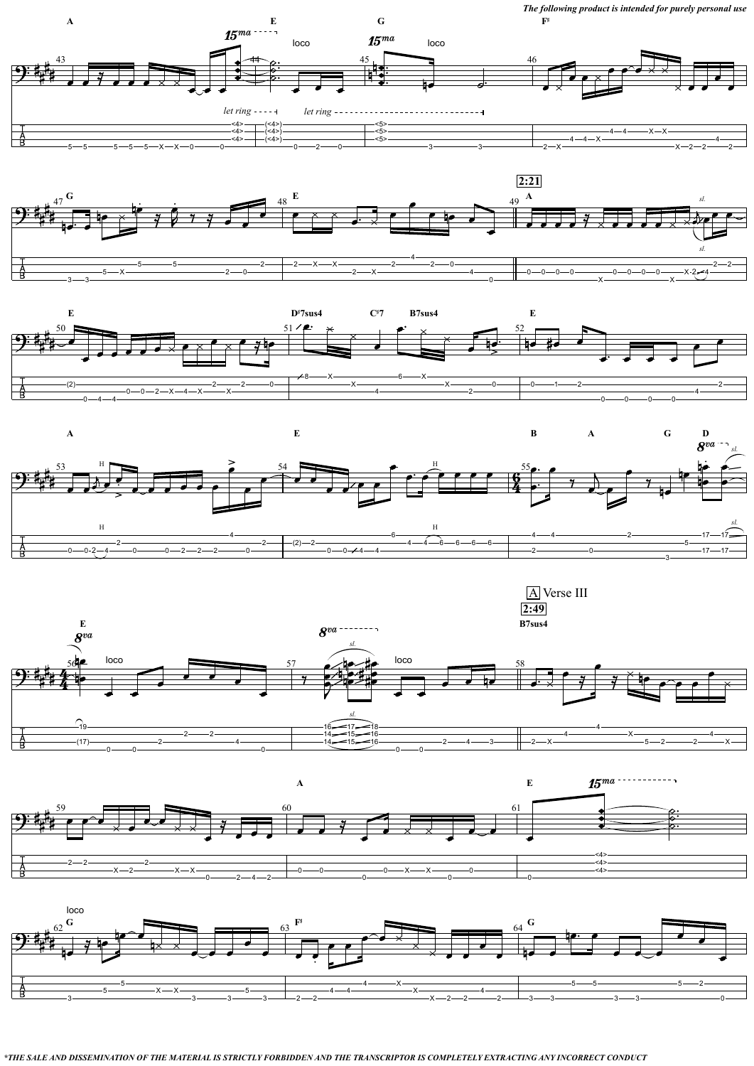*The following product is intended for purely personal use*

**A** Verse III

**2:21**

**2:49**

**\*THE SALE AND DISSEMINATION OF THE MATERIAL IS STRICTLY FORBIDDEN AND THE TRANSCRIPTOR IS COMPLETELY EXTRACTING ANY INCORRECT CONDUCT**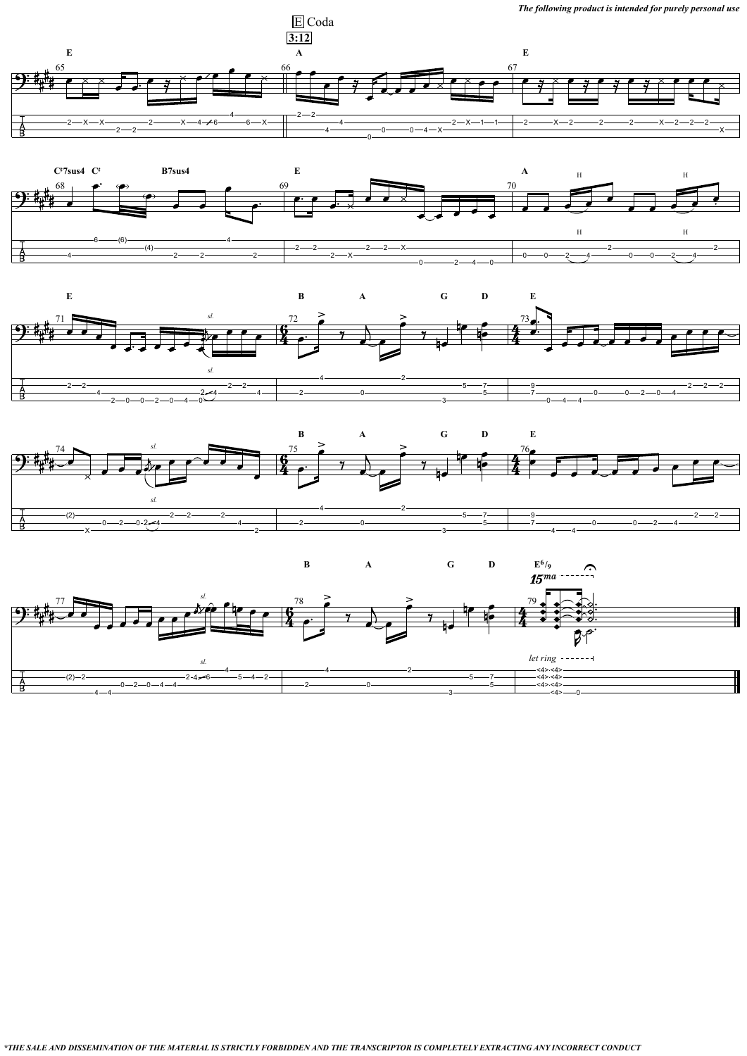*The following product is intended for purely personal use*

E Coda

**3:12**

E A E

C♯7sus4 C♯ B7sus4 E A

E B A G D E

B A G D E

B A G D E6/9

*15ma*

*let ring*

***THE SALE AND DISSEMINATION OF THE MATERIAL IS STRICTLY FORBIDDEN AND THE TRANSCRIPTOR IS COMPLETELY EXTRACTING ANY INCORRECT CONDUCT**